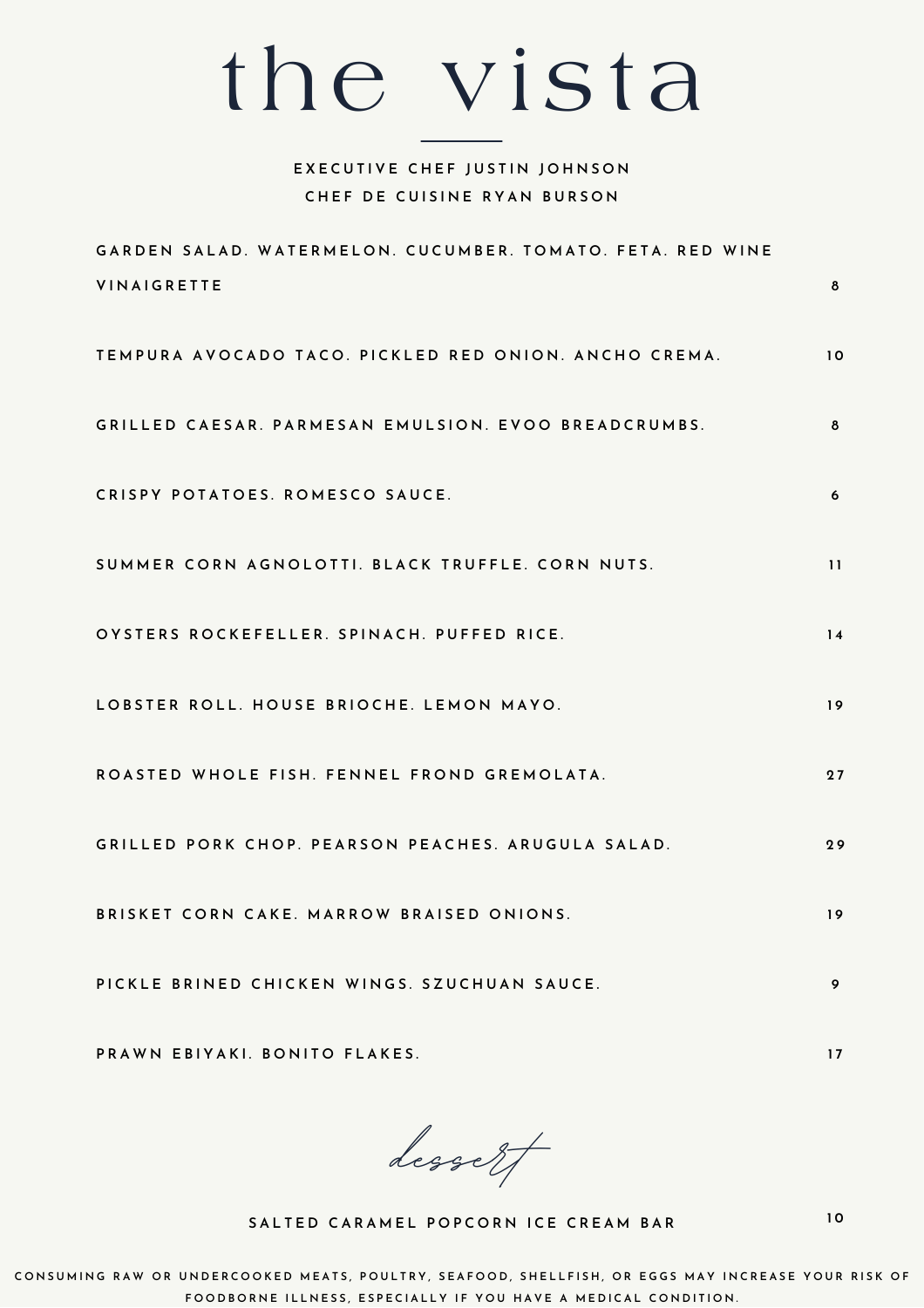# the vista

EXECUTIVE CHEF JUSTIN JOHNSON

CHEF DE CUISINE RYAN BURSON

| Item | Price |
| --- | --- |
| GARDEN SALAD. WATERMELON. CUCUMBER. TOMATO. FETA. RED WINE VINAIGRETTE | 8 |
| TEMPURA AVOCADO TACO. PICKLED RED ONION. ANCHO CREMA. | 10 |
| GRILLED CAESAR. PARMESAN EMULSION. EVOO BREADCRUMBS. | 8 |
| CRISPY POTATOES. ROMESCO SAUCE. | 6 |
| SUMMER CORN AGNOLOTTI. BLACK TRUFFLE. CORN NUTS. | 11 |
| OYSTERS ROCKEFELLER. SPINACH. PUFFED RICE. | 14 |
| LOBSTER ROLL. HOUSE BRIOCHE. LEMON MAYO. | 19 |
| ROASTED WHOLE FISH. FENNEL FROND GREMOLATA. | 27 |
| GRILLED PORK CHOP. PEARSON PEACHES. ARUGULA SALAD. | 29 |
| BRISKET CORN CAKE. MARROW BRAISED ONIONS. | 19 |
| PICKLE BRINED CHICKEN WINGS. SZUCHUAN SAUCE. | 9 |
| PRAWN EBIYAKI. BONITO FLAKES. | 17 |

## *dessert*

| Item | Price |
| --- | --- |
| SALTED CARAMEL POPCORN ICE CREAM BAR | 10 |

CONSUMING RAW OR UNDERCOOKED MEATS, POULTRY, SEAFOOD, SHELLFISH, OR EGGS MAY INCREASE YOUR RISK OF FOODBORNE ILLNESS, ESPECIALLY IF YOU HAVE A MEDICAL CONDITION.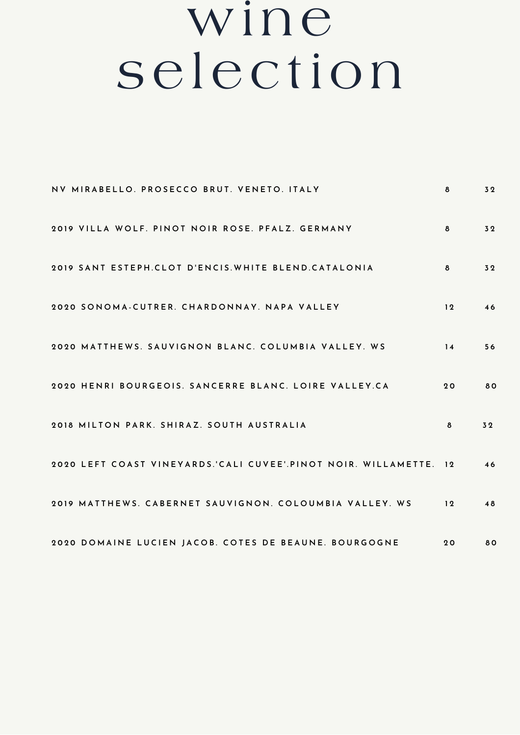# wine selection

| | | |
|---|---|---|
| NV MIRABELLO. PROSECCO BRUT. VENETO. ITALY | 8 | 32 |
| 2019 VILLA WOLF. PINOT NOIR ROSE. PFALZ. GERMANY | 8 | 32 |
| 2019 SANT ESTEPH.CLOT D'ENCIS.WHITE BLEND.CATALONIA | 8 | 32 |
| 2020 SONOMA-CUTRER. CHARDONNAY. NAPA VALLEY | 12 | 46 |
| 2020 MATTHEWS. SAUVIGNON BLANC. COLUMBIA VALLEY. WS | 14 | 56 |
| 2020 HENRI BOURGEOIS. SANCERRE BLANC. LOIRE VALLEY.CA | 20 | 80 |
| 2018 MILTON PARK. SHIRAZ. SOUTH AUSTRALIA | 8 | 32 |
| 2020 LEFT COAST VINEYARDS.'CALI CUVEE'.PINOT NOIR. WILLAMETTE. | 12 | 46 |
| 2019 MATTHEWS. CABERNET SAUVIGNON. COLOUMBIA VALLEY. WS | 12 | 48 |
| 2020 DOMAINE LUCIEN JACOB. COTES DE BEAUNE. BOURGOGNE | 20 | 80 |